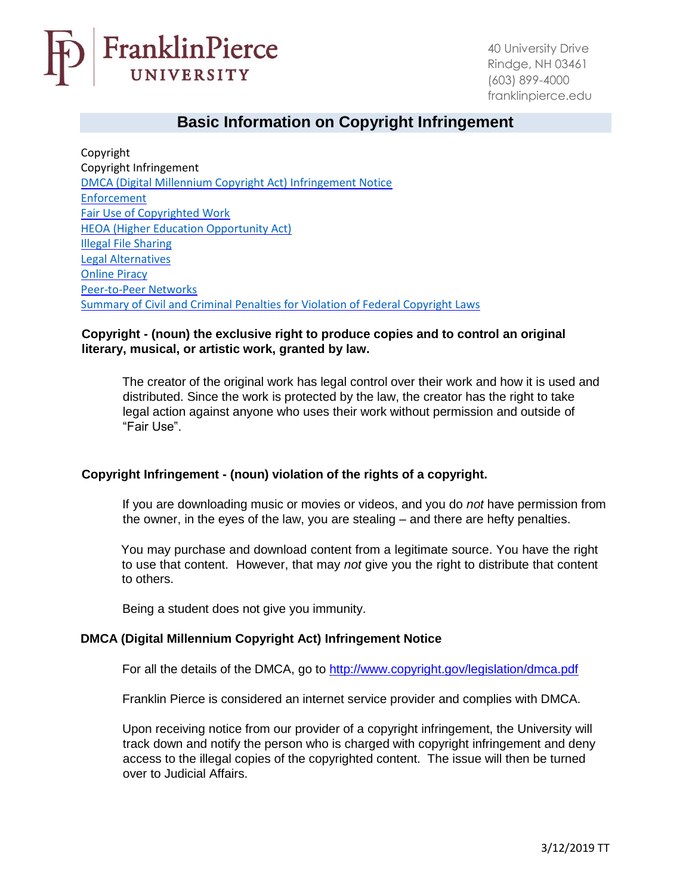FranklinPierce UNIVERSITY

40 University Drive
Rindge, NH 03461
(603) 899-4000
franklinpierce.edu

# Basic Information on Copyright Infringement

Copyright
Copyright Infringement
DMCA (Digital Millennium Copyright Act) Infringement Notice
Enforcement
Fair Use of Copyrighted Work
HEOA (Higher Education Opportunity Act)
Illegal File Sharing
Legal Alternatives
Online Piracy
Peer-to-Peer Networks
Summary of Civil and Criminal Penalties for Violation of Federal Copyright Laws

**Copyright - (noun) the exclusive right to produce copies and to control an original literary, musical, or artistic work, granted by law.**

The creator of the original work has legal control over their work and how it is used and distributed. Since the work is protected by the law, the creator has the right to take legal action against anyone who uses their work without permission and outside of "Fair Use".

**Copyright Infringement - (noun) violation of the rights of a copyright.**

If you are downloading music or movies or videos, and you do *not* have permission from the owner, in the eyes of the law, you are stealing – and there are hefty penalties.

You may purchase and download content from a legitimate source. You have the right to use that content. However, that may *not* give you the right to distribute that content to others.

Being a student does not give you immunity.

**DMCA (Digital Millennium Copyright Act) Infringement Notice**

For all the details of the DMCA, go to http://www.copyright.gov/legislation/dmca.pdf

Franklin Pierce is considered an internet service provider and complies with DMCA.

Upon receiving notice from our provider of a copyright infringement, the University will track down and notify the person who is charged with copyright infringement and deny access to the illegal copies of the copyrighted content. The issue will then be turned over to Judicial Affairs.

3/12/2019 TT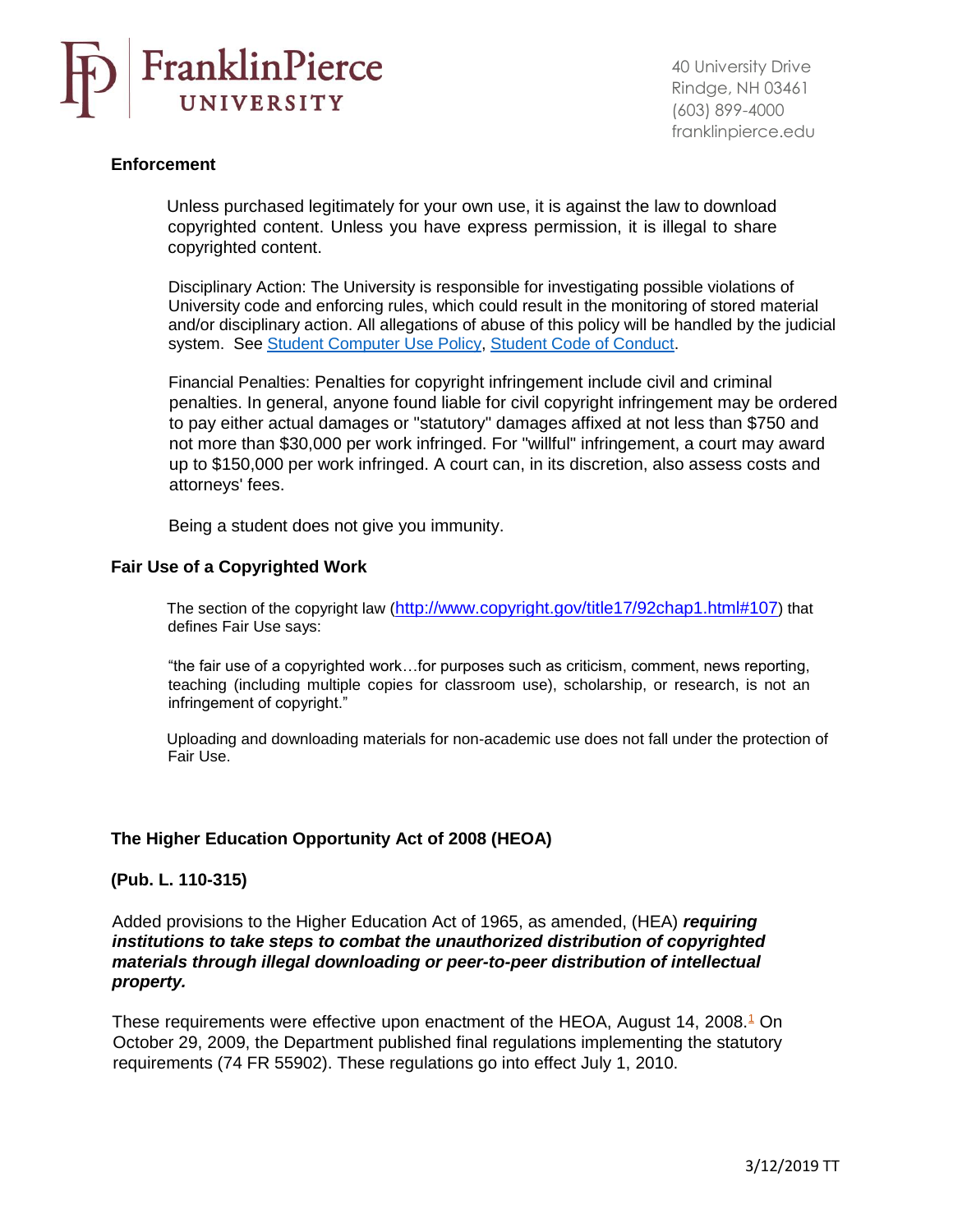## Enforcement

Unless purchased legitimately for your own use, it is against the law to download copyrighted content. Unless you have express permission, it is illegal to share copyrighted content.

Disciplinary Action: The University is responsible for investigating possible violations of University code and enforcing rules, which could result in the monitoring of stored material and/or disciplinary action. All allegations of abuse of this policy will be handled by the judicial system. See Student Computer Use Policy, Student Code of Conduct.

Financial Penalties: Penalties for copyright infringement include civil and criminal penalties. In general, anyone found liable for civil copyright infringement may be ordered to pay either actual damages or "statutory" damages affixed at not less than $750 and not more than $30,000 per work infringed. For "willful" infringement, a court may award up to $150,000 per work infringed. A court can, in its discretion, also assess costs and attorneys' fees.

Being a student does not give you immunity.

## Fair Use of a Copyrighted Work

The section of the copyright law (http://www.copyright.gov/title17/92chap1.html#107) that defines Fair Use says:

"the fair use of a copyrighted work…for purposes such as criticism, comment, news reporting, teaching (including multiple copies for classroom use), scholarship, or research, is not an infringement of copyright."

Uploading and downloading materials for non-academic use does not fall under the protection of Fair Use.

## The Higher Education Opportunity Act of 2008 (HEOA)

**(Pub. L. 110-315)**

Added provisions to the Higher Education Act of 1965, as amended, (HEA) ***requiring institutions to take steps to combat the unauthorized distribution of copyrighted materials through illegal downloading or peer-to-peer distribution of intellectual property.***

These requirements were effective upon enactment of the HEOA, August 14, 2008.[1] On October 29, 2009, the Department published final regulations implementing the statutory requirements (74 FR 55902). These regulations go into effect July 1, 2010.

3/12/2019 TT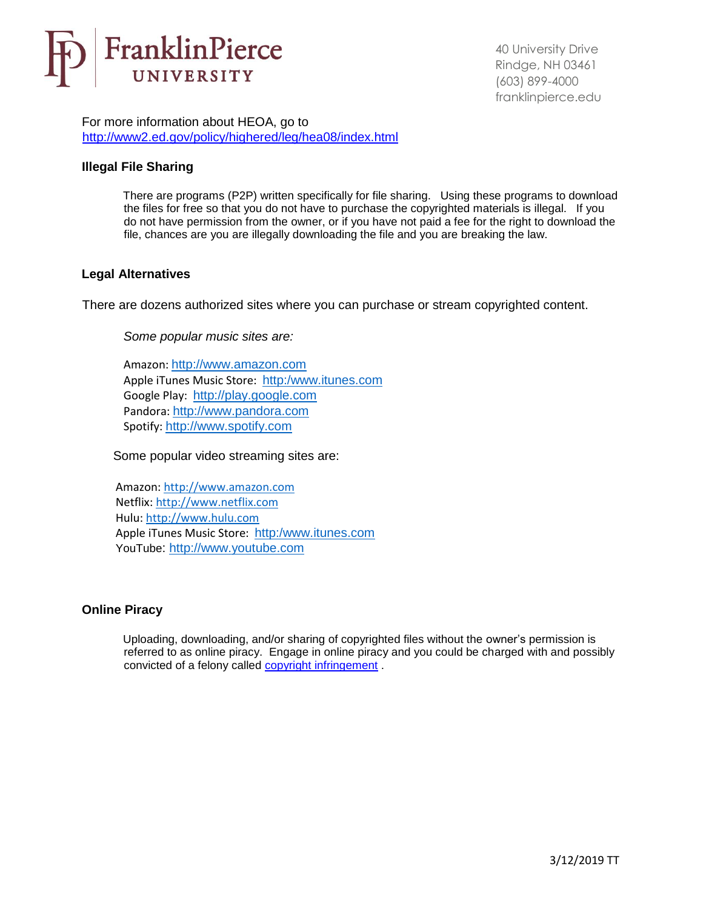For more information about HEOA, go to
http://www2.ed.gov/policy/highered/leg/hea08/index.html

### Illegal File Sharing

There are programs (P2P) written specifically for file sharing. Using these programs to download the files for free so that you do not have to purchase the copyrighted materials is illegal. If you do not have permission from the owner, or if you have not paid a fee for the right to download the file, chances are you are illegally downloading the file and you are breaking the law.

### Legal Alternatives

There are dozens authorized sites where you can purchase or stream copyrighted content.

*Some popular music sites are:*

Amazon: http://www.amazon.com
Apple iTunes Music Store: http:/www.itunes.com
Google Play: http://play.google.com
Pandora: http://www.pandora.com
Spotify: http://www.spotify.com

Some popular video streaming sites are:

Amazon: http://www.amazon.com
Netflix: http://www.netflix.com
Hulu: http://www.hulu.com
Apple iTunes Music Store: http:/www.itunes.com
YouTube: http://www.youtube.com

### Online Piracy

Uploading, downloading, and/or sharing of copyrighted files without the owner's permission is referred to as online piracy. Engage in online piracy and you could be charged with and possibly convicted of a felony called copyright infringement .

3/12/2019 TT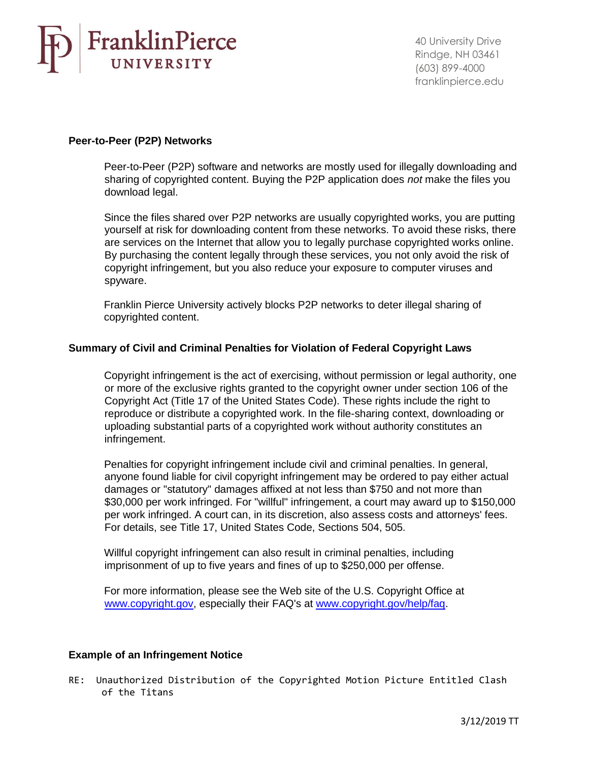## Peer-to-Peer (P2P) Networks

Peer-to-Peer (P2P) software and networks are mostly used for illegally downloading and sharing of copyrighted content. Buying the P2P application does *not* make the files you download legal.

Since the files shared over P2P networks are usually copyrighted works, you are putting yourself at risk for downloading content from these networks. To avoid these risks, there are services on the Internet that allow you to legally purchase copyrighted works online. By purchasing the content legally through these services, you not only avoid the risk of copyright infringement, but you also reduce your exposure to computer viruses and spyware.

Franklin Pierce University actively blocks P2P networks to deter illegal sharing of copyrighted content.

## Summary of Civil and Criminal Penalties for Violation of Federal Copyright Laws

Copyright infringement is the act of exercising, without permission or legal authority, one or more of the exclusive rights granted to the copyright owner under section 106 of the Copyright Act (Title 17 of the United States Code). These rights include the right to reproduce or distribute a copyrighted work. In the file-sharing context, downloading or uploading substantial parts of a copyrighted work without authority constitutes an infringement.

Penalties for copyright infringement include civil and criminal penalties. In general, anyone found liable for civil copyright infringement may be ordered to pay either actual damages or "statutory" damages affixed at not less than $750 and not more than $30,000 per work infringed. For "willful" infringement, a court may award up to $150,000 per work infringed. A court can, in its discretion, also assess costs and attorneys' fees. For details, see Title 17, United States Code, Sections 504, 505.

Willful copyright infringement can also result in criminal penalties, including imprisonment of up to five years and fines of up to $250,000 per offense.

For more information, please see the Web site of the U.S. Copyright Office at www.copyright.gov, especially their FAQ's at www.copyright.gov/help/faq.

## Example of an Infringement Notice

```
RE:  Unauthorized Distribution of the Copyrighted Motion Picture Entitled Clash
     of the Titans
```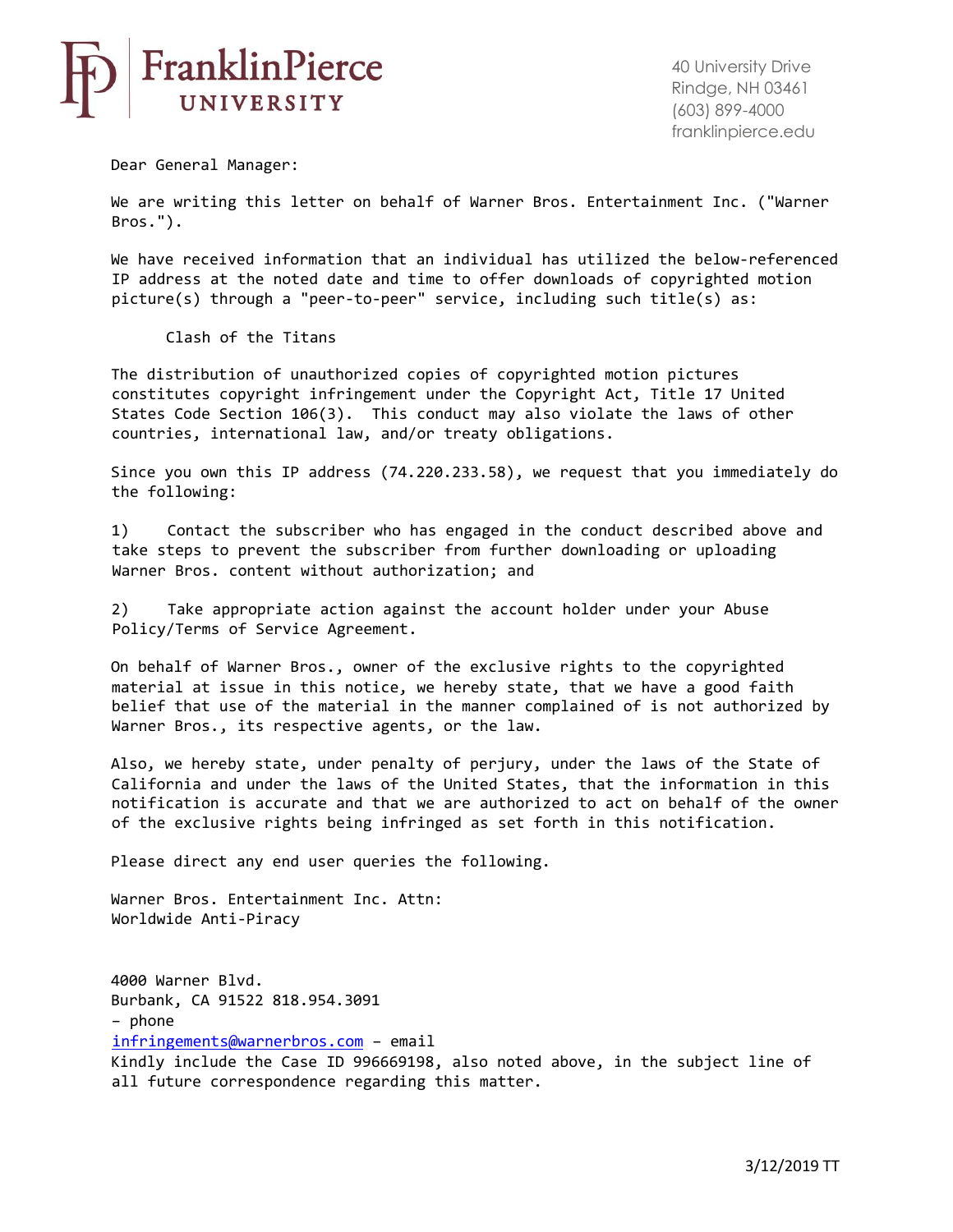**FranklinPierce UNIVERSITY**

40 University Drive
Rindge, NH 03461
(603) 899-4000
franklinpierce.edu

Dear General Manager:

We are writing this letter on behalf of Warner Bros. Entertainment Inc. ("Warner Bros.").

We have received information that an individual has utilized the below-referenced IP address at the noted date and time to offer downloads of copyrighted motion picture(s) through a "peer-to-peer" service, including such title(s) as:

Clash of the Titans

The distribution of unauthorized copies of copyrighted motion pictures constitutes copyright infringement under the Copyright Act, Title 17 United States Code Section 106(3). This conduct may also violate the laws of other countries, international law, and/or treaty obligations.

Since you own this IP address (74.220.233.58), we request that you immediately do the following:

1) Contact the subscriber who has engaged in the conduct described above and take steps to prevent the subscriber from further downloading or uploading Warner Bros. content without authorization; and

2) Take appropriate action against the account holder under your Abuse Policy/Terms of Service Agreement.

On behalf of Warner Bros., owner of the exclusive rights to the copyrighted material at issue in this notice, we hereby state, that we have a good faith belief that use of the material in the manner complained of is not authorized by Warner Bros., its respective agents, or the law.

Also, we hereby state, under penalty of perjury, under the laws of the State of California and under the laws of the United States, that the information in this notification is accurate and that we are authorized to act on behalf of the owner of the exclusive rights being infringed as set forth in this notification.

Please direct any end user queries the following.

Warner Bros. Entertainment Inc. Attn:
Worldwide Anti-Piracy

4000 Warner Blvd.
Burbank, CA 91522 818.954.3091
– phone
infringements@warnerbros.com – email
Kindly include the Case ID 996669198, also noted above, in the subject line of all future correspondence regarding this matter.

3/12/2019 TT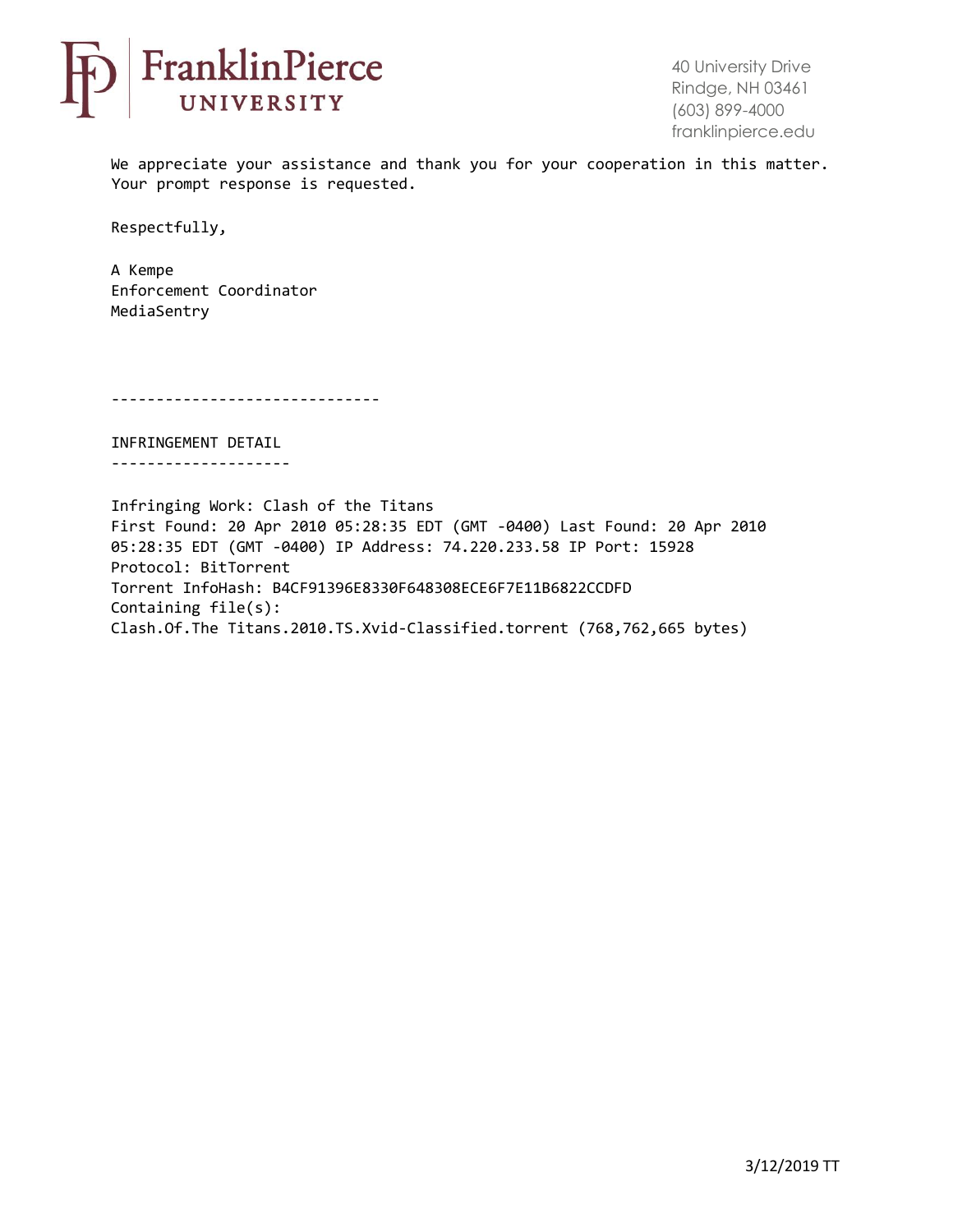We appreciate your assistance and thank you for your cooperation in this matter. Your prompt response is requested.

Respectfully,

A Kempe
Enforcement Coordinator
MediaSentry

------------------------------

INFRINGEMENT DETAIL
--------------------

Infringing Work: Clash of the Titans
First Found: 20 Apr 2010 05:28:35 EDT (GMT -0400) Last Found: 20 Apr 2010 05:28:35 EDT (GMT -0400) IP Address: 74.220.233.58 IP Port: 15928
Protocol: BitTorrent
Torrent InfoHash: B4CF91396E8330F648308ECE6F7E11B6822CCDFD
Containing file(s):
Clash.Of.The Titans.2010.TS.Xvid-Classified.torrent (768,762,665 bytes)

3/12/2019 TT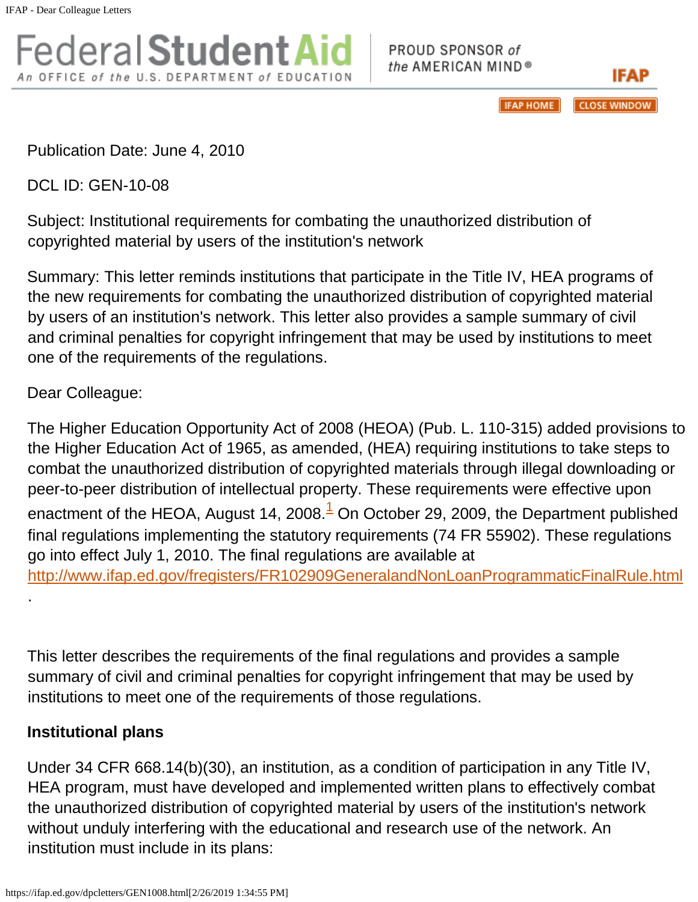Publication Date: June 4, 2010

DCL ID: GEN-10-08

Subject: Institutional requirements for combating the unauthorized distribution of copyrighted material by users of the institution's network

Summary: This letter reminds institutions that participate in the Title IV, HEA programs of the new requirements for combating the unauthorized distribution of copyrighted material by users of an institution's network. This letter also provides a sample summary of civil and criminal penalties for copyright infringement that may be used by institutions to meet one of the requirements of the regulations.

Dear Colleague:

The Higher Education Opportunity Act of 2008 (HEOA) (Pub. L. 110-315) added provisions to the Higher Education Act of 1965, as amended, (HEA) requiring institutions to take steps to combat the unauthorized distribution of copyrighted materials through illegal downloading or peer-to-peer distribution of intellectual property. These requirements were effective upon enactment of the HEOA, August 14, 2008.[1] On October 29, 2009, the Department published final regulations implementing the statutory requirements (74 FR 55902). These regulations go into effect July 1, 2010. The final regulations are available at http://www.ifap.ed.gov/fregisters/FR102909GeneralandNonLoanProgrammaticFinalRule.html .

This letter describes the requirements of the final regulations and provides a sample summary of civil and criminal penalties for copyright infringement that may be used by institutions to meet one of the requirements of those regulations.

**Institutional plans**

Under 34 CFR 668.14(b)(30), an institution, as a condition of participation in any Title IV, HEA program, must have developed and implemented written plans to effectively combat the unauthorized distribution of copyrighted material by users of the institution's network without unduly interfering with the educational and research use of the network. An institution must include in its plans: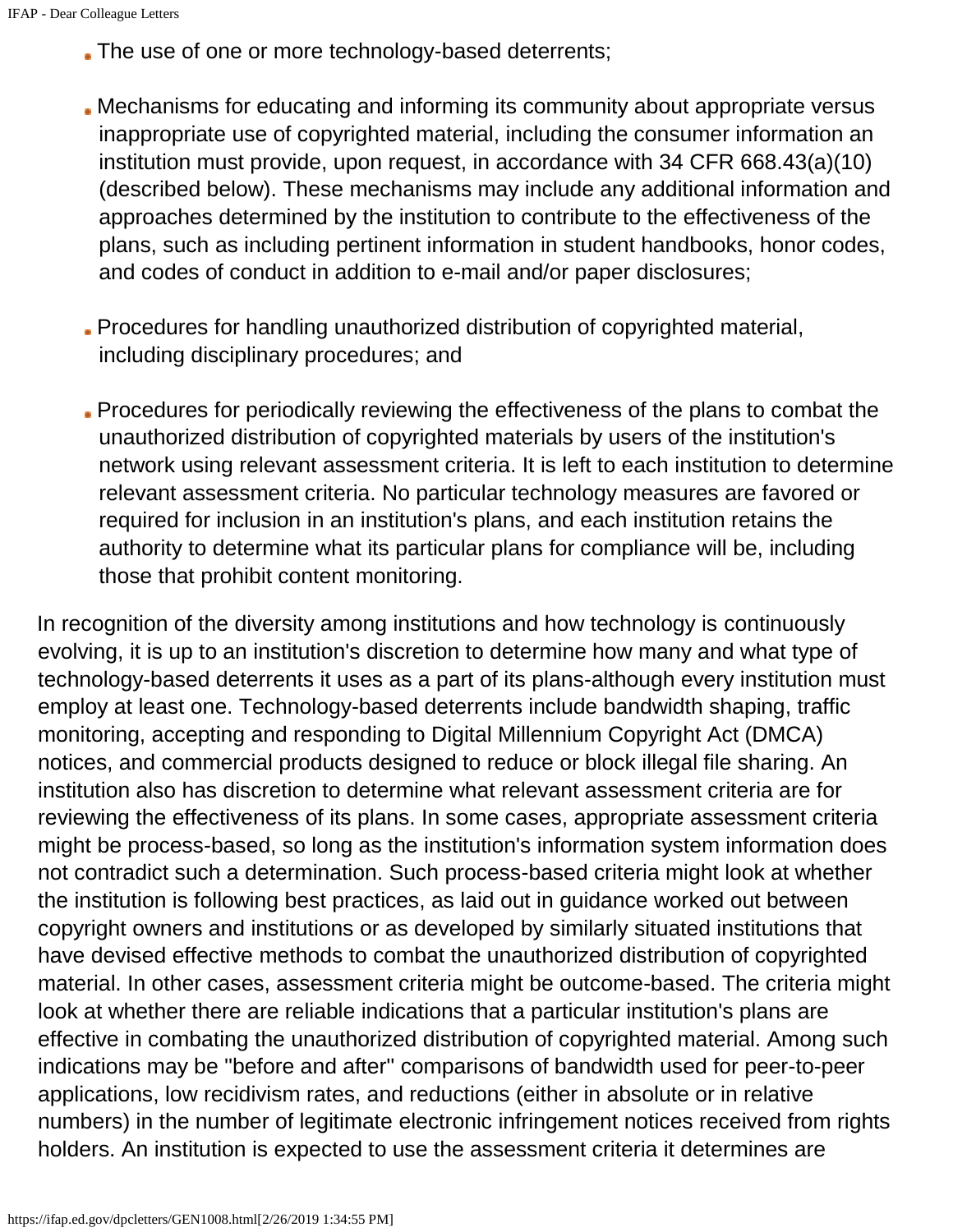- The use of one or more technology-based deterrents;
- Mechanisms for educating and informing its community about appropriate versus inappropriate use of copyrighted material, including the consumer information an institution must provide, upon request, in accordance with 34 CFR 668.43(a)(10) (described below). These mechanisms may include any additional information and approaches determined by the institution to contribute to the effectiveness of the plans, such as including pertinent information in student handbooks, honor codes, and codes of conduct in addition to e-mail and/or paper disclosures;
- Procedures for handling unauthorized distribution of copyrighted material, including disciplinary procedures; and
- Procedures for periodically reviewing the effectiveness of the plans to combat the unauthorized distribution of copyrighted materials by users of the institution's network using relevant assessment criteria. It is left to each institution to determine relevant assessment criteria. No particular technology measures are favored or required for inclusion in an institution's plans, and each institution retains the authority to determine what its particular plans for compliance will be, including those that prohibit content monitoring.

In recognition of the diversity among institutions and how technology is continuously evolving, it is up to an institution's discretion to determine how many and what type of technology-based deterrents it uses as a part of its plans-although every institution must employ at least one. Technology-based deterrents include bandwidth shaping, traffic monitoring, accepting and responding to Digital Millennium Copyright Act (DMCA) notices, and commercial products designed to reduce or block illegal file sharing. An institution also has discretion to determine what relevant assessment criteria are for reviewing the effectiveness of its plans. In some cases, appropriate assessment criteria might be process-based, so long as the institution's information system information does not contradict such a determination. Such process-based criteria might look at whether the institution is following best practices, as laid out in guidance worked out between copyright owners and institutions or as developed by similarly situated institutions that have devised effective methods to combat the unauthorized distribution of copyrighted material. In other cases, assessment criteria might be outcome-based. The criteria might look at whether there are reliable indications that a particular institution's plans are effective in combating the unauthorized distribution of copyrighted material. Among such indications may be "before and after" comparisons of bandwidth used for peer-to-peer applications, low recidivism rates, and reductions (either in absolute or in relative numbers) in the number of legitimate electronic infringement notices received from rights holders. An institution is expected to use the assessment criteria it determines are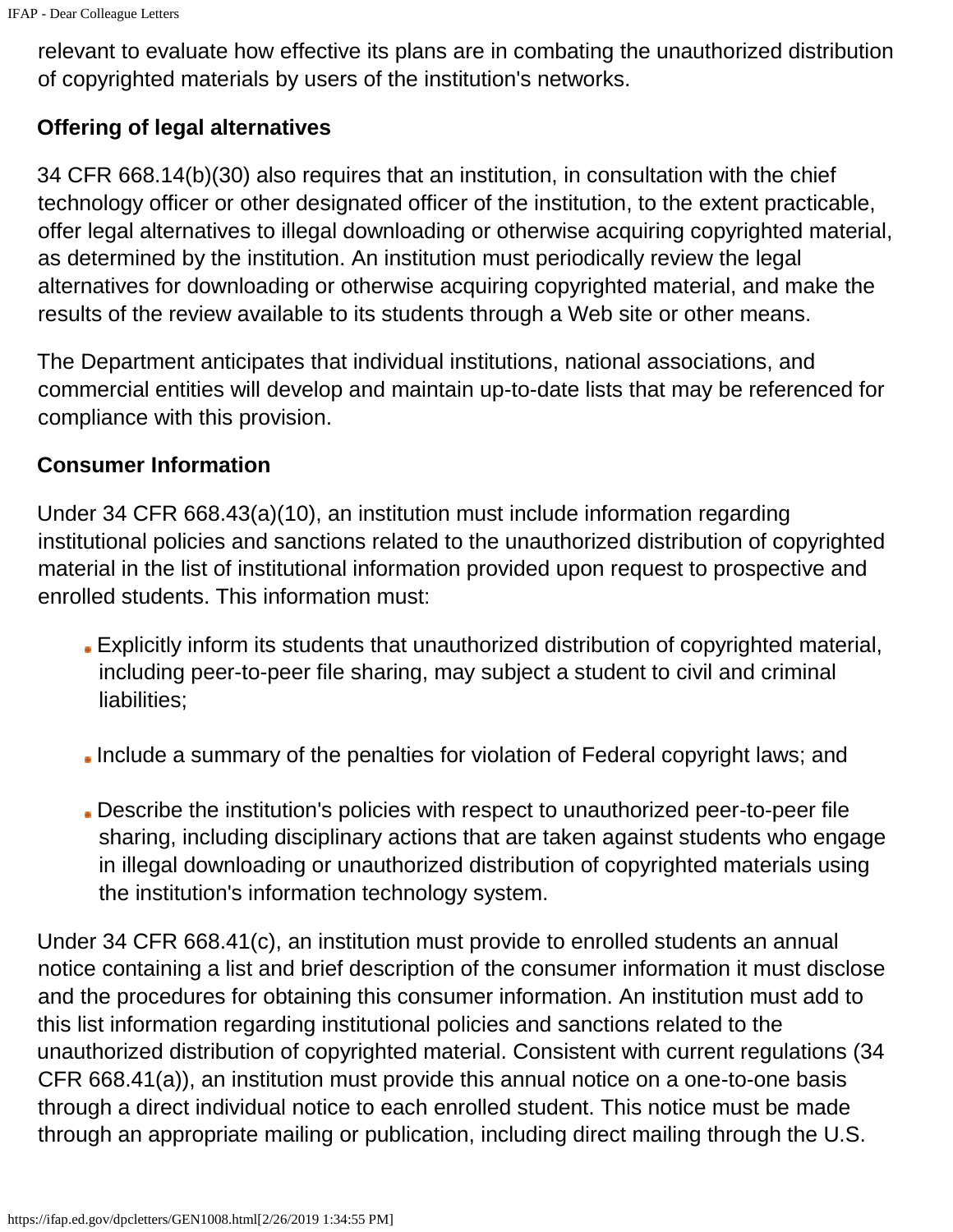relevant to evaluate how effective its plans are in combating the unauthorized distribution of copyrighted materials by users of the institution's networks.

**Offering of legal alternatives**

34 CFR 668.14(b)(30) also requires that an institution, in consultation with the chief technology officer or other designated officer of the institution, to the extent practicable, offer legal alternatives to illegal downloading or otherwise acquiring copyrighted material, as determined by the institution. An institution must periodically review the legal alternatives for downloading or otherwise acquiring copyrighted material, and make the results of the review available to its students through a Web site or other means.

The Department anticipates that individual institutions, national associations, and commercial entities will develop and maintain up-to-date lists that may be referenced for compliance with this provision.

**Consumer Information**

Under 34 CFR 668.43(a)(10), an institution must include information regarding institutional policies and sanctions related to the unauthorized distribution of copyrighted material in the list of institutional information provided upon request to prospective and enrolled students. This information must:

- Explicitly inform its students that unauthorized distribution of copyrighted material, including peer-to-peer file sharing, may subject a student to civil and criminal liabilities;
- Include a summary of the penalties for violation of Federal copyright laws; and
- Describe the institution's policies with respect to unauthorized peer-to-peer file sharing, including disciplinary actions that are taken against students who engage in illegal downloading or unauthorized distribution of copyrighted materials using the institution's information technology system.

Under 34 CFR 668.41(c), an institution must provide to enrolled students an annual notice containing a list and brief description of the consumer information it must disclose and the procedures for obtaining this consumer information. An institution must add to this list information regarding institutional policies and sanctions related to the unauthorized distribution of copyrighted material. Consistent with current regulations (34 CFR 668.41(a)), an institution must provide this annual notice on a one-to-one basis through a direct individual notice to each enrolled student. This notice must be made through an appropriate mailing or publication, including direct mailing through the U.S.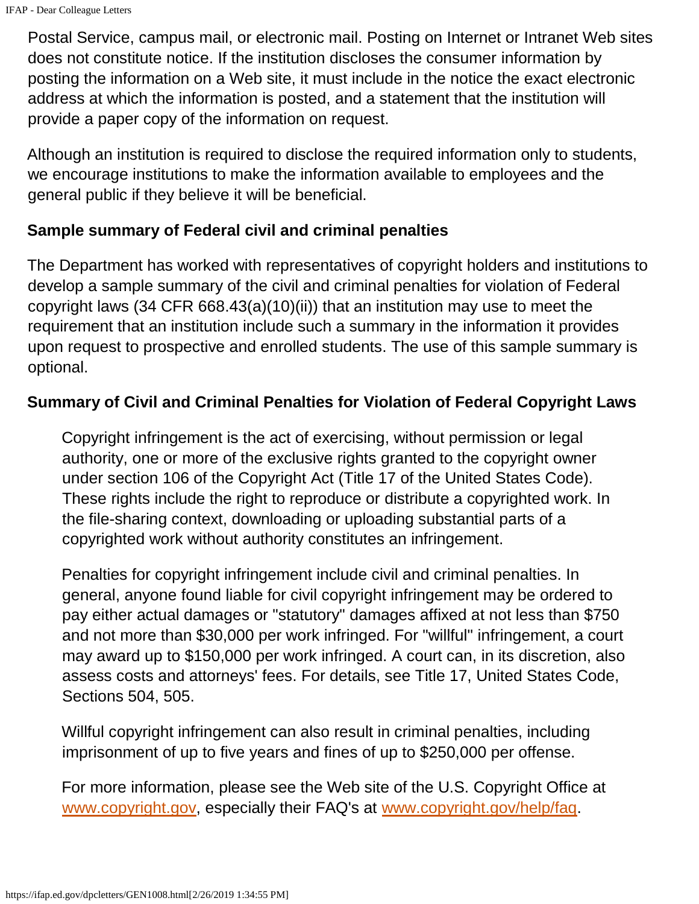Postal Service, campus mail, or electronic mail. Posting on Internet or Intranet Web sites does not constitute notice. If the institution discloses the consumer information by posting the information on a Web site, it must include in the notice the exact electronic address at which the information is posted, and a statement that the institution will provide a paper copy of the information on request.

Although an institution is required to disclose the required information only to students, we encourage institutions to make the information available to employees and the general public if they believe it will be beneficial.

**Sample summary of Federal civil and criminal penalties**

The Department has worked with representatives of copyright holders and institutions to develop a sample summary of the civil and criminal penalties for violation of Federal copyright laws (34 CFR 668.43(a)(10)(ii)) that an institution may use to meet the requirement that an institution include such a summary in the information it provides upon request to prospective and enrolled students. The use of this sample summary is optional.

**Summary of Civil and Criminal Penalties for Violation of Federal Copyright Laws**

> Copyright infringement is the act of exercising, without permission or legal authority, one or more of the exclusive rights granted to the copyright owner under section 106 of the Copyright Act (Title 17 of the United States Code). These rights include the right to reproduce or distribute a copyrighted work. In the file-sharing context, downloading or uploading substantial parts of a copyrighted work without authority constitutes an infringement.
>
> Penalties for copyright infringement include civil and criminal penalties. In general, anyone found liable for civil copyright infringement may be ordered to pay either actual damages or "statutory" damages affixed at not less than $750 and not more than $30,000 per work infringed. For "willful" infringement, a court may award up to $150,000 per work infringed. A court can, in its discretion, also assess costs and attorneys' fees. For details, see Title 17, United States Code, Sections 504, 505.
>
> Willful copyright infringement can also result in criminal penalties, including imprisonment of up to five years and fines of up to $250,000 per offense.
>
> For more information, please see the Web site of the U.S. Copyright Office at [www.copyright.gov](http://www.copyright.gov), especially their FAQ's at [www.copyright.gov/help/faq](http://www.copyright.gov/help/faq).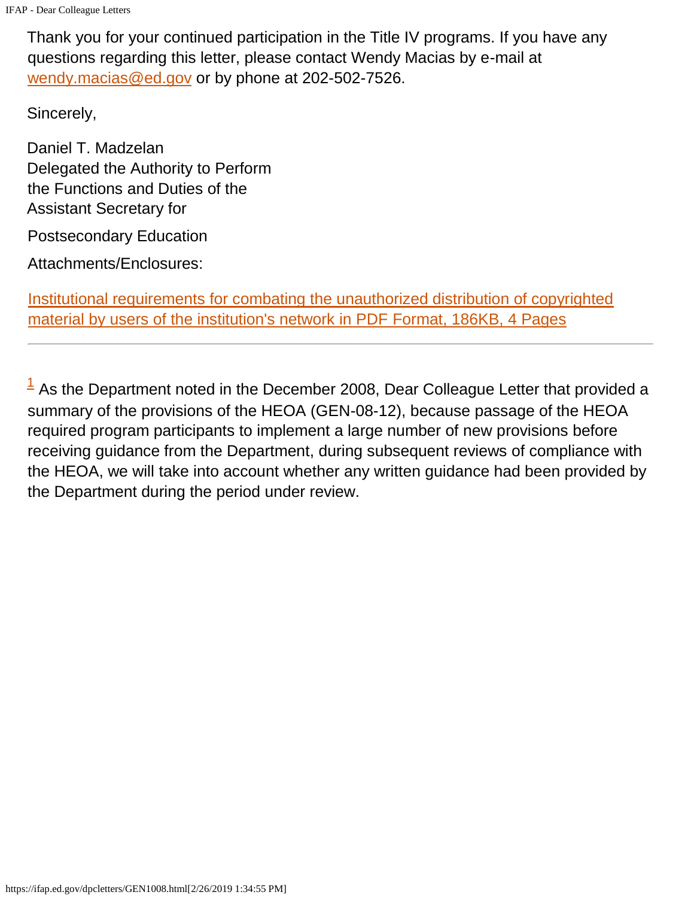Thank you for your continued participation in the Title IV programs. If you have any questions regarding this letter, please contact Wendy Macias by e-mail at wendy.macias@ed.gov or by phone at 202-502-7526.

Sincerely,

Daniel T. Madzelan
Delegated the Authority to Perform
the Functions and Duties of the
Assistant Secretary for

Postsecondary Education

Attachments/Enclosures:

Institutional requirements for combating the unauthorized distribution of copyrighted material by users of the institution's network in PDF Format, 186KB, 4 Pages

---

[1] As the Department noted in the December 2008, Dear Colleague Letter that provided a summary of the provisions of the HEOA (GEN-08-12), because passage of the HEOA required program participants to implement a large number of new provisions before receiving guidance from the Department, during subsequent reviews of compliance with the HEOA, we will take into account whether any written guidance had been provided by the Department during the period under review.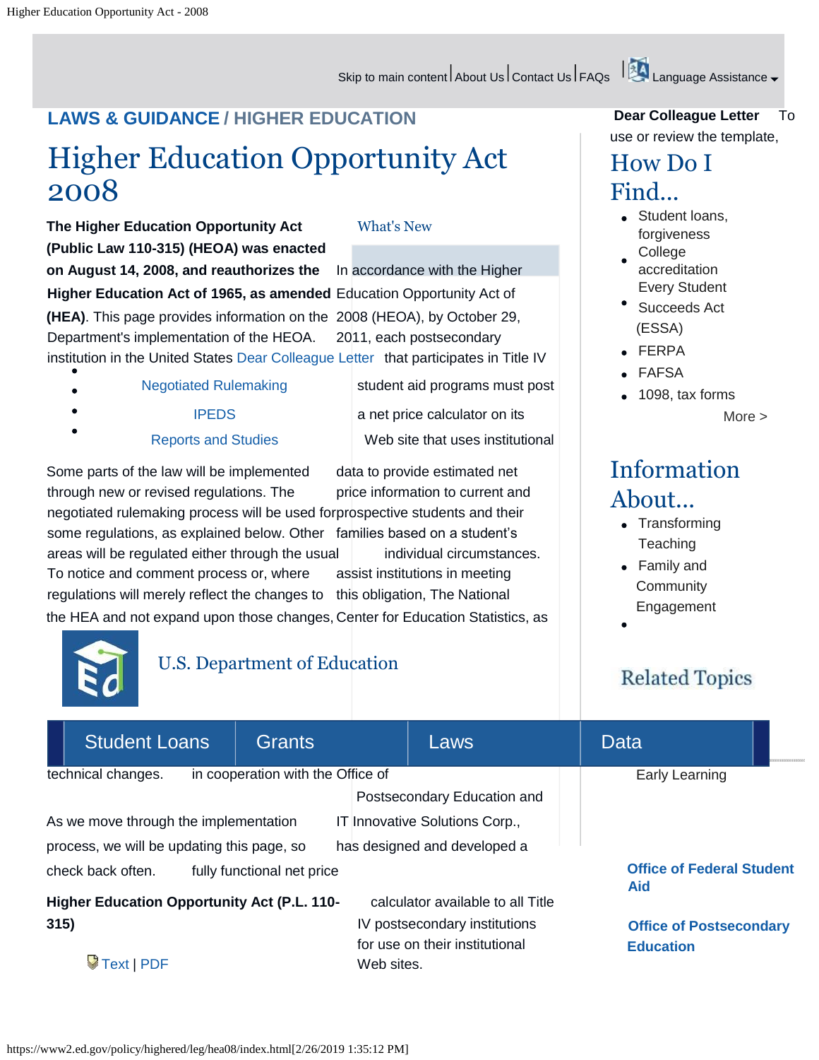Skip to main content | About Us | Contact Us | FAQs | Language Assistance

**LAWS & GUIDANCE / HIGHER EDUCATION**

# Higher Education Opportunity Act 2008

**The Higher Education Opportunity Act (Public Law 110-315) (HEOA) was enacted on August 14, 2008, and reauthorizes the Higher Education Act of 1965, as amended (HEA)**. This page provides information on the Department's implementation of the HEOA.

- Negotiated Rulemaking
- IPEDS
- Reports and Studies

Some parts of the law will be implemented through new or revised regulations. The negotiated rulemaking process will be used for some regulations, as explained below. Other areas will be regulated either through the usual notice and comment process or, where regulations will merely reflect the changes to the HEA and not expand upon those changes, technical changes.

As we move through the implementation process, we will be updating this page, so check back often.

**Higher Education Opportunity Act (P.L. 110-315)**

Text | PDF

## What's New

In accordance with the Higher Education Opportunity Act of 2008 (HEOA), by October 29, 2011, each postsecondary institution in the United States that participates in Title IV student aid programs must post a net price calculator on its Web site that uses institutional data to provide estimated net price information to current and prospective students and their families based on a student's individual circumstances. To assist institutions in meeting this obligation, The National Center for Education Statistics, as in cooperation with the Office of Postsecondary Education and IT Innovative Solutions Corp., has designed and developed a fully functional net price calculator available to all Title IV postsecondary institutions for use on their institutional Web sites.

Dear Colleague Letter

**Dear Colleague Letter** To use or review the template,

## How Do I Find...

- Student loans, forgiveness
- College accreditation
- Every Student Succeeds Act (ESSA)
- FERPA
- FAFSA
- 1098, tax forms

More >

## Information About...

- Transforming Teaching
- Family and Community Engagement
- Early Learning

U.S. Department of Education

Student Loans | Grants | Laws | Data

## Related Topics

**Office of Federal Student Aid**

**Office of Postsecondary Education**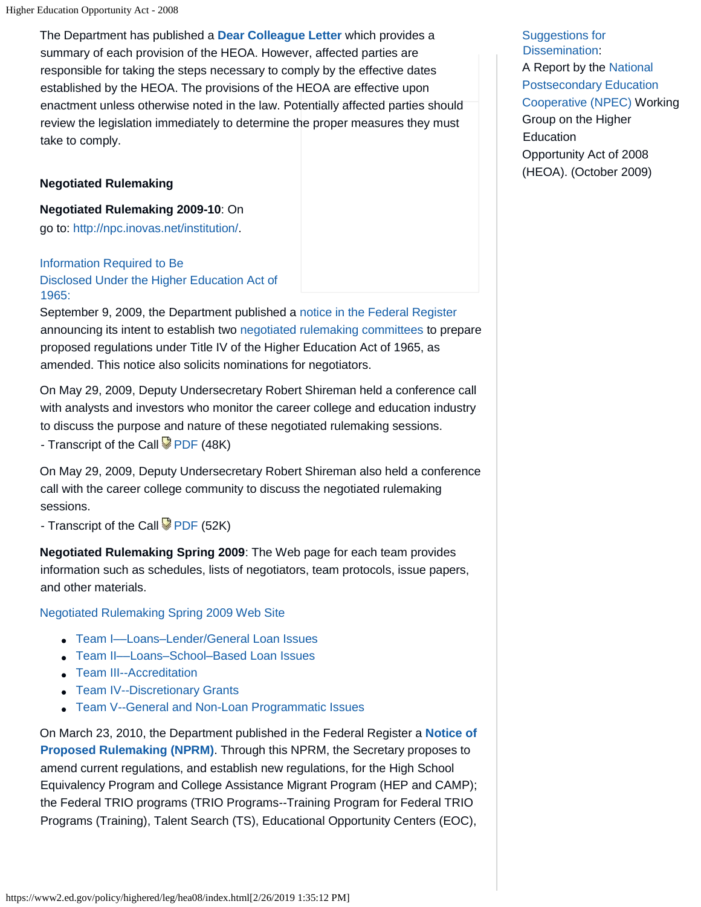The Department has published a **Dear Colleague Letter** which provides a summary of each provision of the HEOA. However, affected parties are responsible for taking the steps necessary to comply by the effective dates established by the HEOA. The provisions of the HEOA are effective upon enactment unless otherwise noted in the law. Potentially affected parties should review the legislation immediately to determine the proper measures they must take to comply.

Suggestions for Dissemination:
A Report by the National Postsecondary Education Cooperative (NPEC) Working Group on the Higher Education Opportunity Act of 2008 (HEOA). (October 2009)

**Negotiated Rulemaking**

**Negotiated Rulemaking 2009-10**: On
go to: http://npc.inovas.net/institution/.

Information Required to Be Disclosed Under the Higher Education Act of 1965:

September 9, 2009, the Department published a notice in the Federal Register announcing its intent to establish two negotiated rulemaking committees to prepare proposed regulations under Title IV of the Higher Education Act of 1965, as amended. This notice also solicits nominations for negotiators.

On May 29, 2009, Deputy Undersecretary Robert Shireman held a conference call with analysts and investors who monitor the career college and education industry to discuss the purpose and nature of these negotiated rulemaking sessions.
- Transcript of the Call PDF (48K)

On May 29, 2009, Deputy Undersecretary Robert Shireman also held a conference call with the career college community to discuss the negotiated rulemaking sessions.
- Transcript of the Call PDF (52K)

**Negotiated Rulemaking Spring 2009**: The Web page for each team provides information such as schedules, lists of negotiators, team protocols, issue papers, and other materials.

Negotiated Rulemaking Spring 2009 Web Site

- Team I—Loans–Lender/General Loan Issues
- Team II—Loans–School–Based Loan Issues
- Team III--Accreditation
- Team IV--Discretionary Grants
- Team V--General and Non-Loan Programmatic Issues

On March 23, 2010, the Department published in the Federal Register a **Notice of Proposed Rulemaking (NPRM)**. Through this NPRM, the Secretary proposes to amend current regulations, and establish new regulations, for the High School Equivalency Program and College Assistance Migrant Program (HEP and CAMP); the Federal TRIO programs (TRIO Programs--Training Program for Federal TRIO Programs (Training), Talent Search (TS), Educational Opportunity Centers (EOC),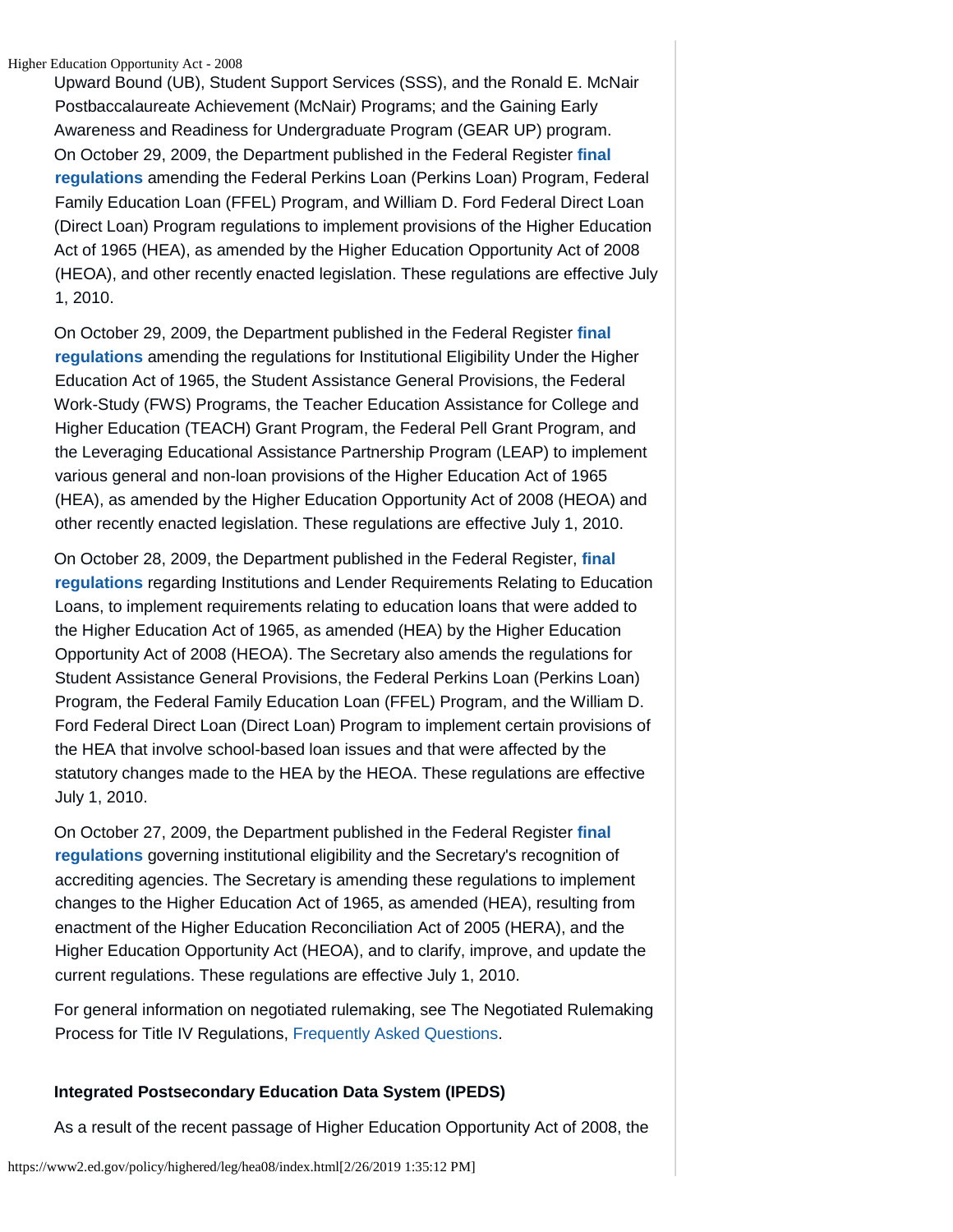Upward Bound (UB), Student Support Services (SSS), and the Ronald E. McNair Postbaccalaureate Achievement (McNair) Programs; and the Gaining Early Awareness and Readiness for Undergraduate Program (GEAR UP) program.

On October 29, 2009, the Department published in the Federal Register **final regulations** amending the Federal Perkins Loan (Perkins Loan) Program, Federal Family Education Loan (FFEL) Program, and William D. Ford Federal Direct Loan (Direct Loan) Program regulations to implement provisions of the Higher Education Act of 1965 (HEA), as amended by the Higher Education Opportunity Act of 2008 (HEOA), and other recently enacted legislation. These regulations are effective July 1, 2010.

On October 29, 2009, the Department published in the Federal Register **final regulations** amending the regulations for Institutional Eligibility Under the Higher Education Act of 1965, the Student Assistance General Provisions, the Federal Work-Study (FWS) Programs, the Teacher Education Assistance for College and Higher Education (TEACH) Grant Program, the Federal Pell Grant Program, and the Leveraging Educational Assistance Partnership Program (LEAP) to implement various general and non-loan provisions of the Higher Education Act of 1965 (HEA), as amended by the Higher Education Opportunity Act of 2008 (HEOA) and other recently enacted legislation. These regulations are effective July 1, 2010.

On October 28, 2009, the Department published in the Federal Register, **final regulations** regarding Institutions and Lender Requirements Relating to Education Loans, to implement requirements relating to education loans that were added to the Higher Education Act of 1965, as amended (HEA) by the Higher Education Opportunity Act of 2008 (HEOA). The Secretary also amends the regulations for Student Assistance General Provisions, the Federal Perkins Loan (Perkins Loan) Program, the Federal Family Education Loan (FFEL) Program, and the William D. Ford Federal Direct Loan (Direct Loan) Program to implement certain provisions of the HEA that involve school-based loan issues and that were affected by the statutory changes made to the HEA by the HEOA. These regulations are effective July 1, 2010.

On October 27, 2009, the Department published in the Federal Register **final regulations** governing institutional eligibility and the Secretary's recognition of accrediting agencies. The Secretary is amending these regulations to implement changes to the Higher Education Act of 1965, as amended (HEA), resulting from enactment of the Higher Education Reconciliation Act of 2005 (HERA), and the Higher Education Opportunity Act (HEOA), and to clarify, improve, and update the current regulations. These regulations are effective July 1, 2010.

For general information on negotiated rulemaking, see The Negotiated Rulemaking Process for Title IV Regulations, Frequently Asked Questions.

**Integrated Postsecondary Education Data System (IPEDS)**

As a result of the recent passage of Higher Education Opportunity Act of 2008, the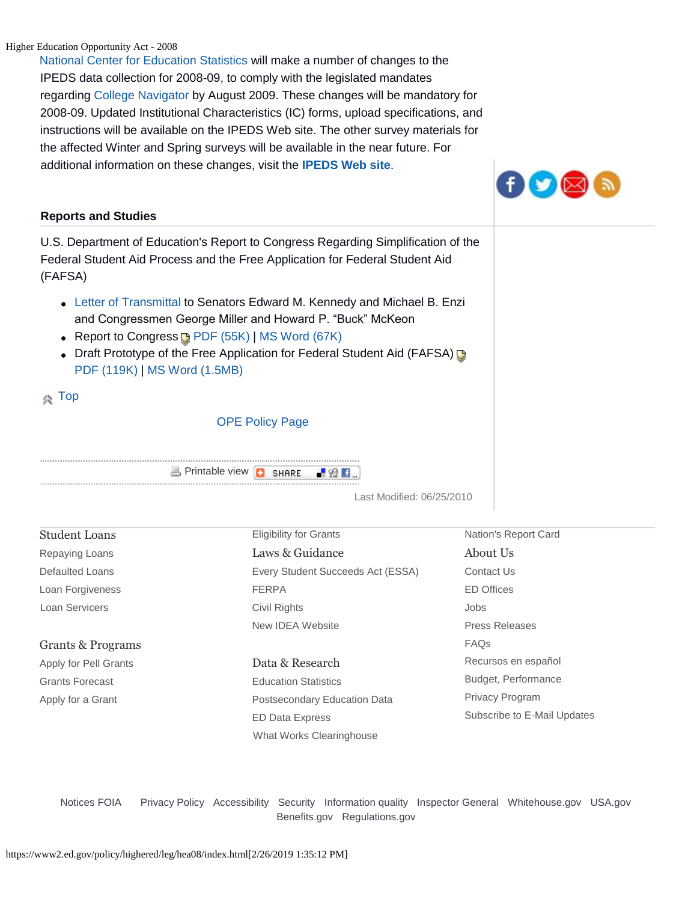National Center for Education Statistics will make a number of changes to the IPEDS data collection for 2008-09, to comply with the legislated mandates regarding College Navigator by August 2009. These changes will be mandatory for 2008-09. Updated Institutional Characteristics (IC) forms, upload specifications, and instructions will be available on the IPEDS Web site. The other survey materials for the affected Winter and Spring surveys will be available in the near future. For additional information on these changes, visit the **IPEDS Web site**.

### Reports and Studies

U.S. Department of Education's Report to Congress Regarding Simplification of the Federal Student Aid Process and the Free Application for Federal Student Aid (FAFSA)

- Letter of Transmittal to Senators Edward M. Kennedy and Michael B. Enzi and Congressmen George Miller and Howard P. "Buck" McKeon
- Report to Congress PDF (55K) | MS Word (67K)
- Draft Prototype of the Free Application for Federal Student Aid (FAFSA) PDF (119K) | MS Word (1.5MB)

Top

OPE Policy Page

Printable view SHARE

Last Modified: 06/25/2010

Student Loans
Repaying Loans
Defaulted Loans
Loan Forgiveness
Loan Servicers

Grants & Programs
Apply for Pell Grants
Grants Forecast
Apply for a Grant

Eligibility for Grants

Laws & Guidance
Every Student Succeeds Act (ESSA)
FERPA
Civil Rights
New IDEA Website

Data & Research
Education Statistics
Postsecondary Education Data
ED Data Express
What Works Clearinghouse

Nation's Report Card

About Us
Contact Us
ED Offices
Jobs
Press Releases
FAQs
Recursos en español
Budget, Performance
Privacy Program
Subscribe to E-Mail Updates

Notices FOIA Privacy Policy Accessibility Security Information quality Inspector General Whitehouse.gov USA.gov Benefits.gov Regulations.gov